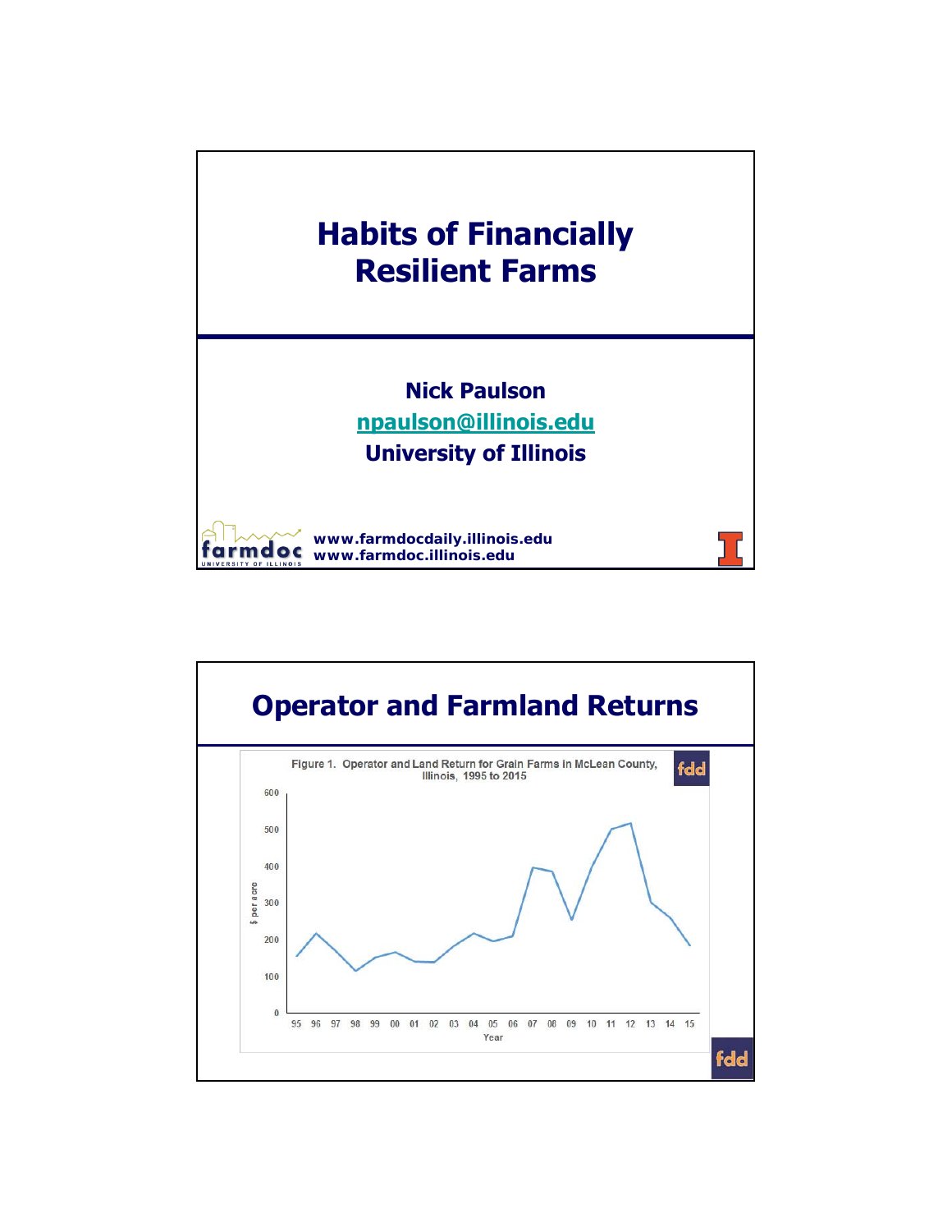# Habits of Financially Resilient Farms

**Nick Paulson**

**npaulson@illinois.edu**

**University of Illinois**

www.farmdocdaily.illinois.edu
www.farmdoc.illinois.edu

## Operator and Farmland Returns

Figure 1. Operator and Land Return for Grain Farms in McLean County, Illinois, 1995 to 2015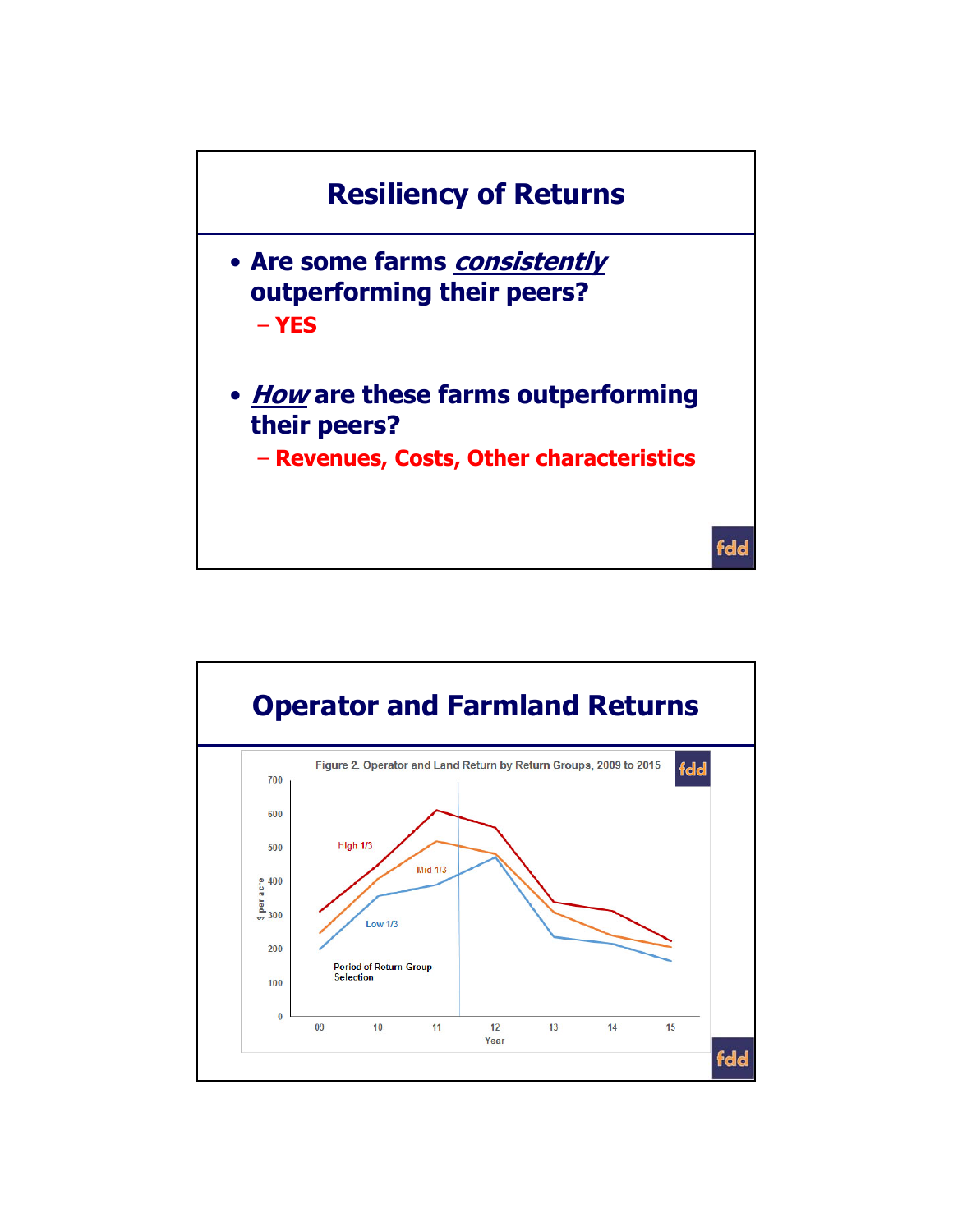# Resiliency of Returns

- **Are some farms *consistently* outperforming their peers?**
  - **YES**
- ***How* are these farms outperforming their peers?**
  - **Revenues, Costs, Other characteristics**

# Operator and Farmland Returns

Figure 2. Operator and Land Return by Return Groups, 2009 to 2015

| Year | High 1/3 ($ per acre) | Mid 1/3 ($ per acre) | Low 1/3 ($ per acre) |
|---|---|---|---|
| 09 | ~310 | ~250 | ~200 |
| 10 | ~450 | ~410 | ~360 |
| 11 | ~610 | ~520 | ~390 |
| 12 | ~560 | ~480 | ~470 |
| 13 | ~340 | ~310 | ~240 |
| 14 | ~310 | ~240 | ~220 |
| 15 | ~225 | ~210 | ~165 |

Period of Return Group Selection: 2009–2011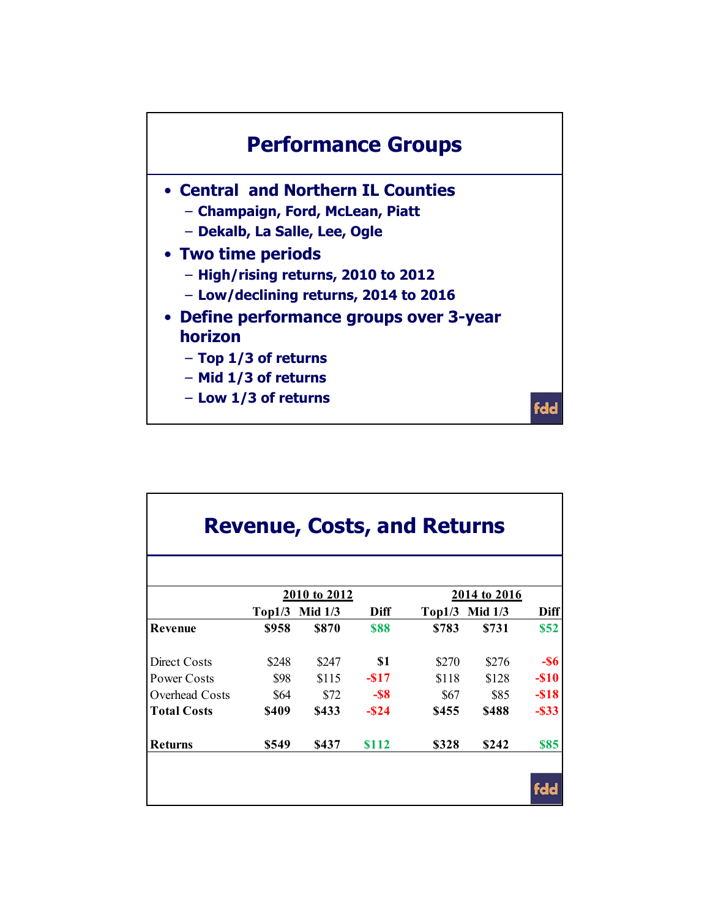## Performance Groups

- **Central and Northern IL Counties**
  - Champaign, Ford, McLean, Piatt
  - Dekalb, La Salle, Lee, Ogle
- **Two time periods**
  - High/rising returns, 2010 to 2012
  - Low/declining returns, 2014 to 2016
- **Define performance groups over 3-year horizon**
  - Top 1/3 of returns
  - Mid 1/3 of returns
  - Low 1/3 of returns

## Revenue, Costs, and Returns

| | 2010 to 2012 | | | 2014 to 2016 | | |
|---|---|---|---|---|---|---|
| | Top1/3 | Mid 1/3 | Diff | Top1/3 | Mid 1/3 | Diff |
| **Revenue** | **$958** | **$870** | **$88** | **$783** | **$731** | **$52** |
| Direct Costs | $248 | $247 | **$1** | $270 | $276 | **-$6** |
| Power Costs | $98 | $115 | **-$17** | $118 | $128 | **-$10** |
| Overhead Costs | $64 | $72 | **-$8** | $67 | $85 | **-$18** |
| **Total Costs** | **$409** | **$433** | **-$24** | **$455** | **$488** | **-$33** |
| **Returns** | **$549** | **$437** | **$112** | **$328** | **$242** | **$85** |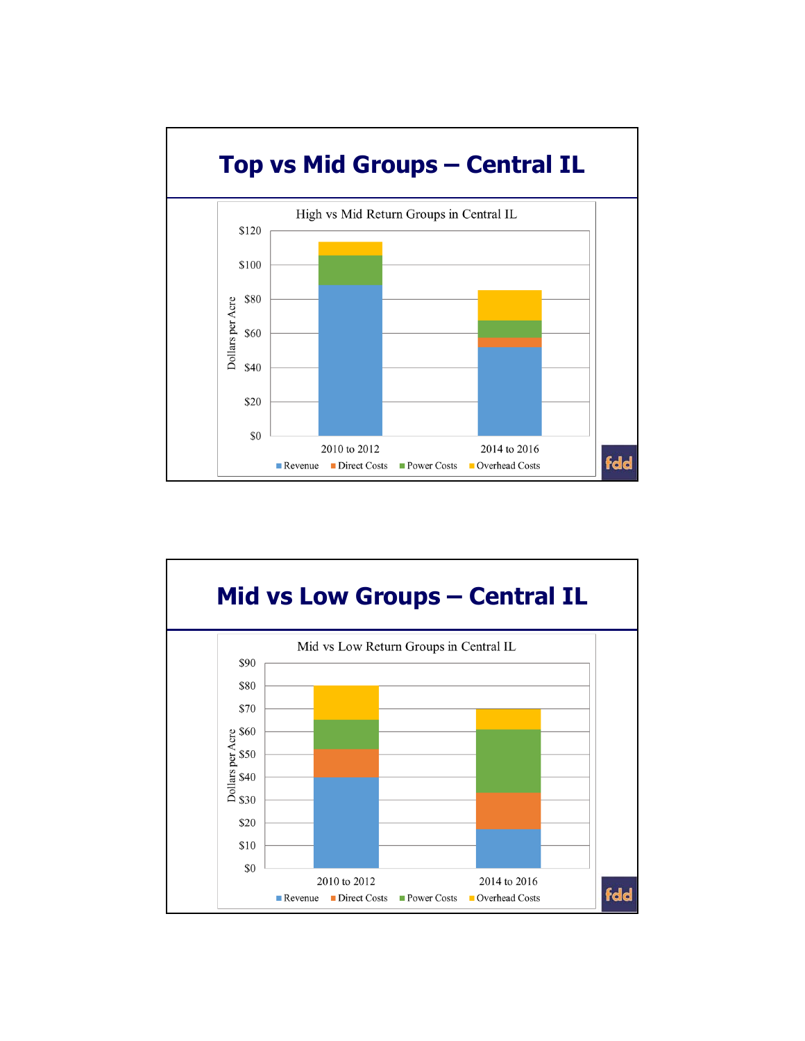# Top vs Mid Groups – Central IL

High vs Mid Return Groups in Central IL

Dollars per Acre

$120, $100, $80, $60, $40, $20, $0

2010 to 2012 | 2014 to 2016

Revenue | Direct Costs | Power Costs | Overhead Costs

fdd

# Mid vs Low Groups – Central IL

Mid vs Low Return Groups in Central IL

Dollars per Acre

$90, $80, $70, $60, $50, $40, $30, $20, $10, $0

2010 to 2012 | 2014 to 2016

Revenue | Direct Costs | Power Costs | Overhead Costs

fdd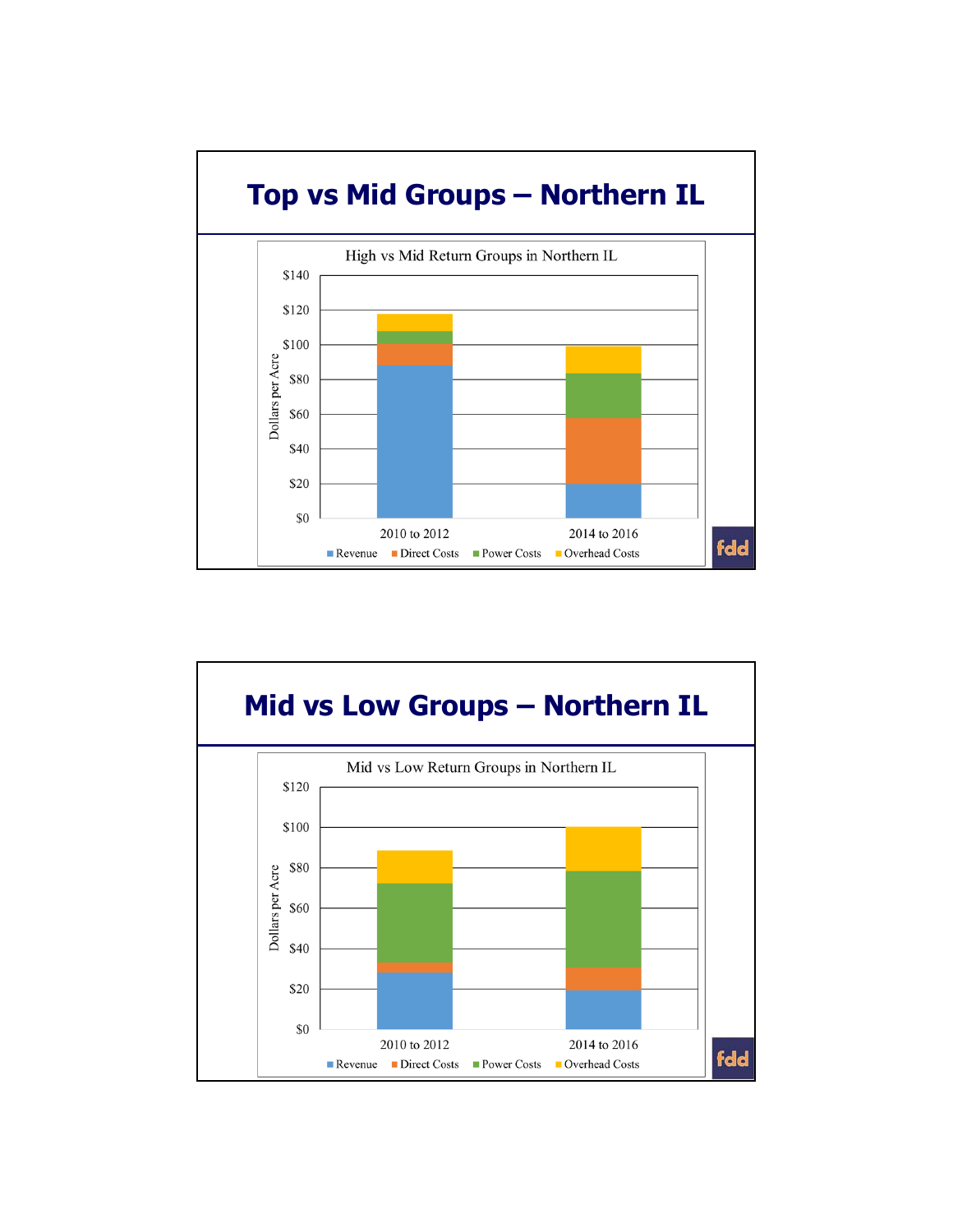# Top vs Mid Groups – Northern IL

High vs Mid Return Groups in Northern IL

Dollars per Acre

$140
$120
$100
$80
$60
$40
$20
$0

2010 to 2012 | 2014 to 2016

Revenue | Direct Costs | Power Costs | Overhead Costs

# Mid vs Low Groups – Northern IL

Mid vs Low Return Groups in Northern IL

Dollars per Acre

$120
$100
$80
$60
$40
$20
$0

2010 to 2012 | 2014 to 2016

Revenue | Direct Costs | Power Costs | Overhead Costs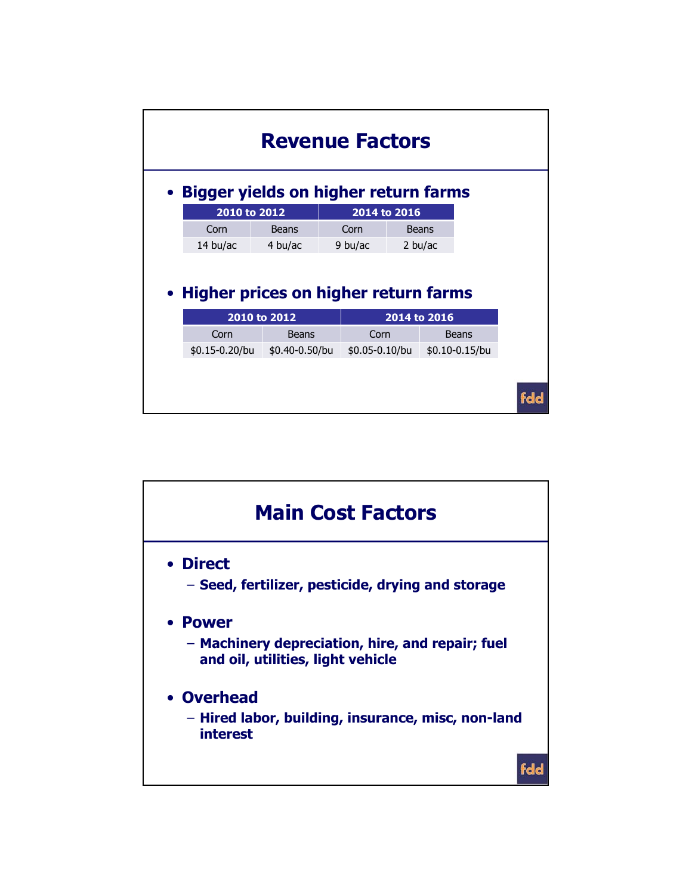# Revenue Factors

- **Bigger yields on higher return farms**

| 2010 to 2012 | | 2014 to 2016 | |
|---|---|---|---|
| Corn | Beans | Corn | Beans |
| 14 bu/ac | 4 bu/ac | 9 bu/ac | 2 bu/ac |

- **Higher prices on higher return farms**

| 2010 to 2012 | | 2014 to 2016 | |
|---|---|---|---|
| Corn | Beans | Corn | Beans |
| $0.15-0.20/bu | $0.40-0.50/bu | $0.05-0.10/bu | $0.10-0.15/bu |

# Main Cost Factors

- **Direct**
  - **Seed, fertilizer, pesticide, drying and storage**
- **Power**
  - **Machinery depreciation, hire, and repair; fuel and oil, utilities, light vehicle**
- **Overhead**
  - **Hired labor, building, insurance, misc, non-land interest**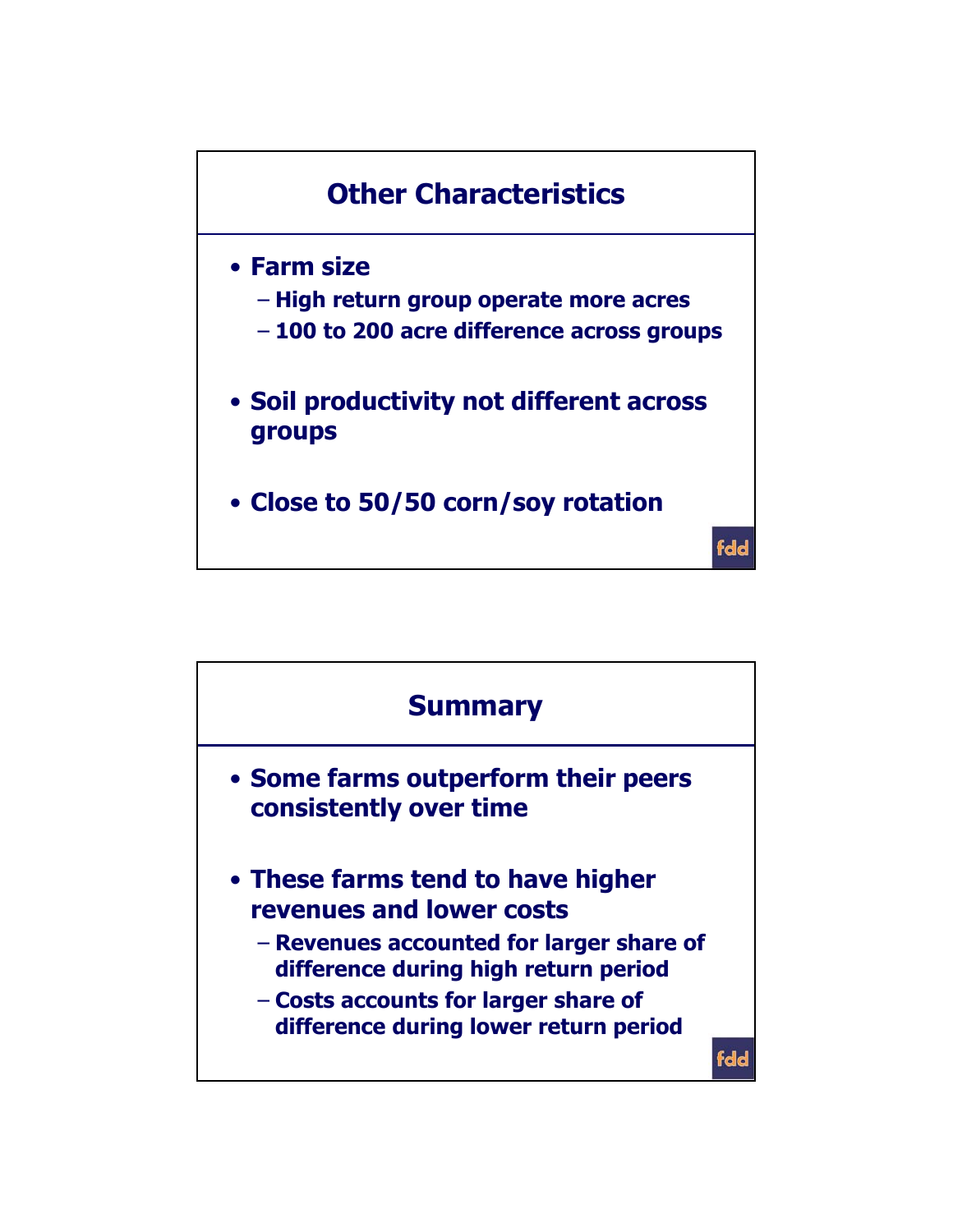## Other Characteristics

- Farm size
  - High return group operate more acres
  - 100 to 200 acre difference across groups
- Soil productivity not different across groups
- Close to 50/50 corn/soy rotation

## Summary

- Some farms outperform their peers consistently over time
- These farms tend to have higher revenues and lower costs
  - Revenues accounted for larger share of difference during high return period
  - Costs accounts for larger share of difference during lower return period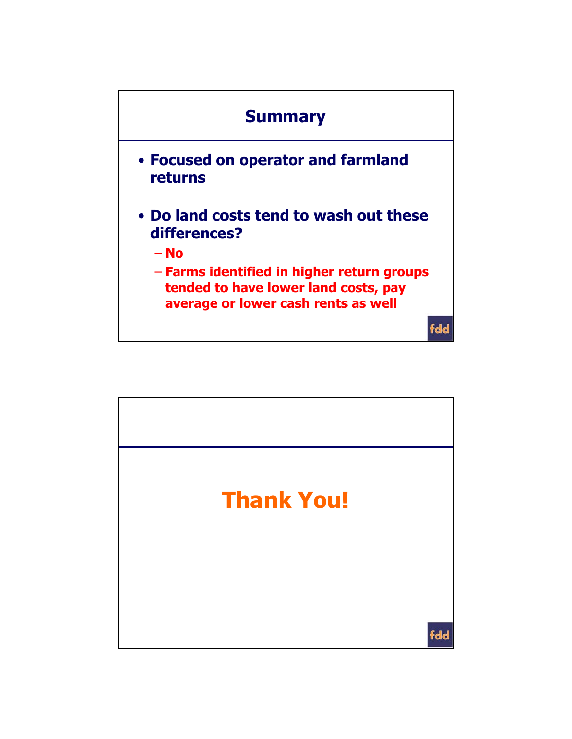## Summary

- **Focused on operator and farmland returns**
- **Do land costs tend to wash out these differences?**
  - **No**
  - **Farms identified in higher return groups tended to have lower land costs, pay average or lower cash rents as well**

fdd

## Thank You!

fdd